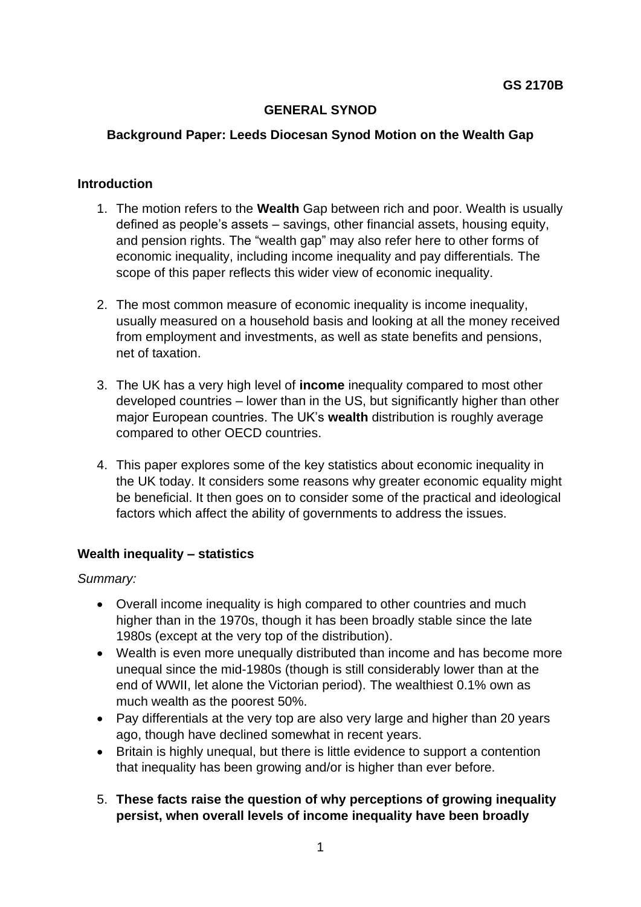GS 2170B

# GENERAL SYNOD

## Background Paper: Leeds Diocesan Synod Motion on the Wealth Gap

### Introduction

1. The motion refers to the **Wealth** Gap between rich and poor. Wealth is usually defined as people's assets – savings, other financial assets, housing equity, and pension rights. The "wealth gap" may also refer here to other forms of economic inequality, including income inequality and pay differentials. The scope of this paper reflects this wider view of economic inequality.

2. The most common measure of economic inequality is income inequality, usually measured on a household basis and looking at all the money received from employment and investments, as well as state benefits and pensions, net of taxation.

3. The UK has a very high level of **income** inequality compared to most other developed countries – lower than in the US, but significantly higher than other major European countries. The UK's **wealth** distribution is roughly average compared to other OECD countries.

4. This paper explores some of the key statistics about economic inequality in the UK today. It considers some reasons why greater economic equality might be beneficial. It then goes on to consider some of the practical and ideological factors which affect the ability of governments to address the issues.

### Wealth inequality – statistics

*Summary:*

- Overall income inequality is high compared to other countries and much higher than in the 1970s, though it has been broadly stable since the late 1980s (except at the very top of the distribution).
- Wealth is even more unequally distributed than income and has become more unequal since the mid-1980s (though is still considerably lower than at the end of WWII, let alone the Victorian period). The wealthiest 0.1% own as much wealth as the poorest 50%.
- Pay differentials at the very top are also very large and higher than 20 years ago, though have declined somewhat in recent years.
- Britain is highly unequal, but there is little evidence to support a contention that inequality has been growing and/or is higher than ever before.

5. **These facts raise the question of why perceptions of growing inequality persist, when overall levels of income inequality have been broadly**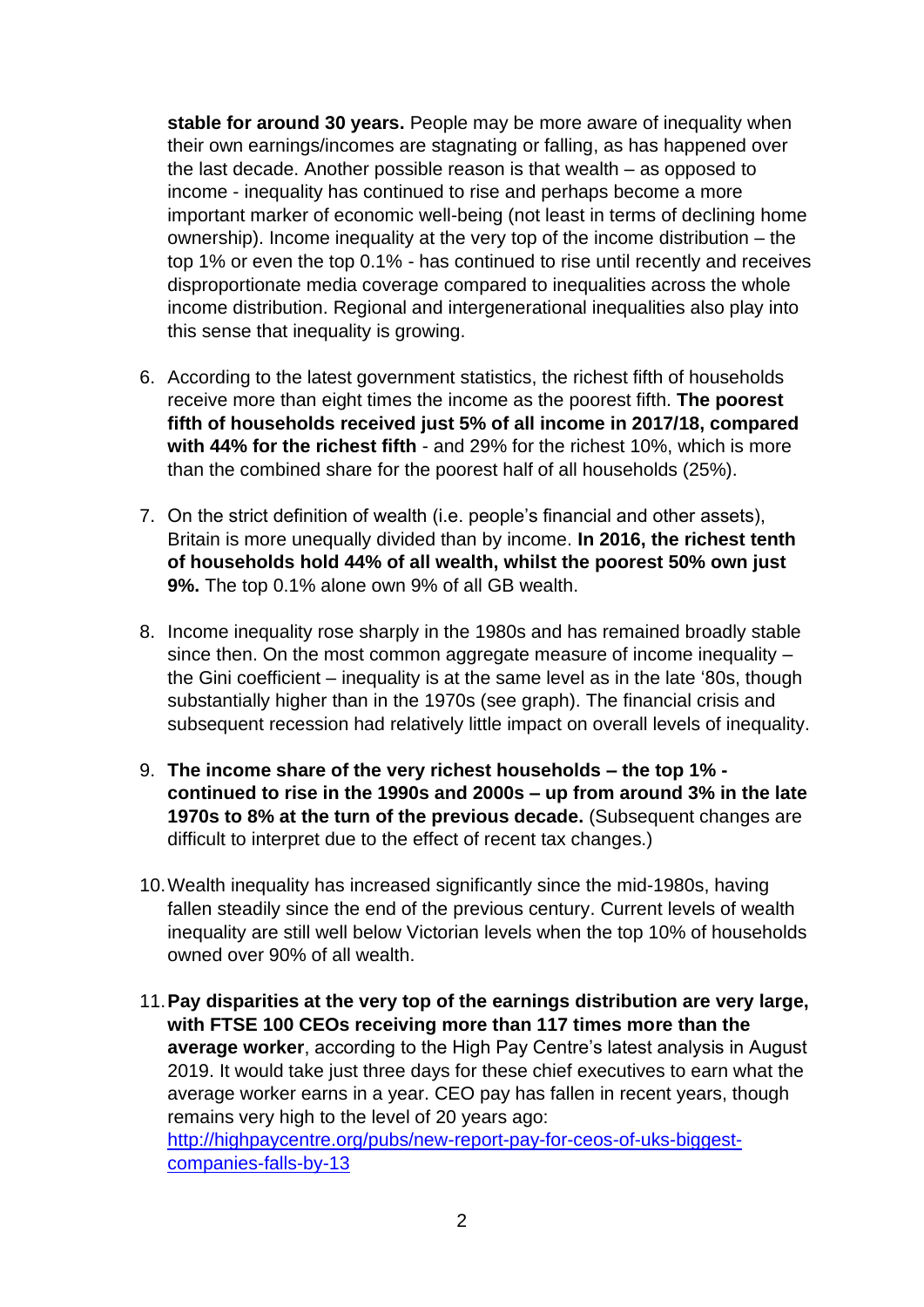**stable for around 30 years.** People may be more aware of inequality when their own earnings/incomes are stagnating or falling, as has happened over the last decade. Another possible reason is that wealth – as opposed to income - inequality has continued to rise and perhaps become a more important marker of economic well-being (not least in terms of declining home ownership). Income inequality at the very top of the income distribution – the top 1% or even the top 0.1% - has continued to rise until recently and receives disproportionate media coverage compared to inequalities across the whole income distribution. Regional and intergenerational inequalities also play into this sense that inequality is growing.

6. According to the latest government statistics, the richest fifth of households receive more than eight times the income as the poorest fifth. **The poorest fifth of households received just 5% of all income in 2017/18, compared with 44% for the richest fifth** - and 29% for the richest 10%, which is more than the combined share for the poorest half of all households (25%).

7. On the strict definition of wealth (i.e. people's financial and other assets), Britain is more unequally divided than by income. **In 2016, the richest tenth of households hold 44% of all wealth, whilst the poorest 50% own just 9%.** The top 0.1% alone own 9% of all GB wealth.

8. Income inequality rose sharply in the 1980s and has remained broadly stable since then. On the most common aggregate measure of income inequality – the Gini coefficient – inequality is at the same level as in the late '80s, though substantially higher than in the 1970s (see graph). The financial crisis and subsequent recession had relatively little impact on overall levels of inequality.

9. **The income share of the very richest households – the top 1% - continued to rise in the 1990s and 2000s – up from around 3% in the late 1970s to 8% at the turn of the previous decade.** (Subsequent changes are difficult to interpret due to the effect of recent tax changes.)

10. Wealth inequality has increased significantly since the mid-1980s, having fallen steadily since the end of the previous century. Current levels of wealth inequality are still well below Victorian levels when the top 10% of households owned over 90% of all wealth.

11. **Pay disparities at the very top of the earnings distribution are very large, with FTSE 100 CEOs receiving more than 117 times more than the average worker**, according to the High Pay Centre's latest analysis in August 2019. It would take just three days for these chief executives to earn what the average worker earns in a year. CEO pay has fallen in recent years, though remains very high to the level of 20 years ago: [http://highpaycentre.org/pubs/new-report-pay-for-ceos-of-uks-biggest-companies-falls-by-13](http://highpaycentre.org/pubs/new-report-pay-for-ceos-of-uks-biggest-companies-falls-by-13)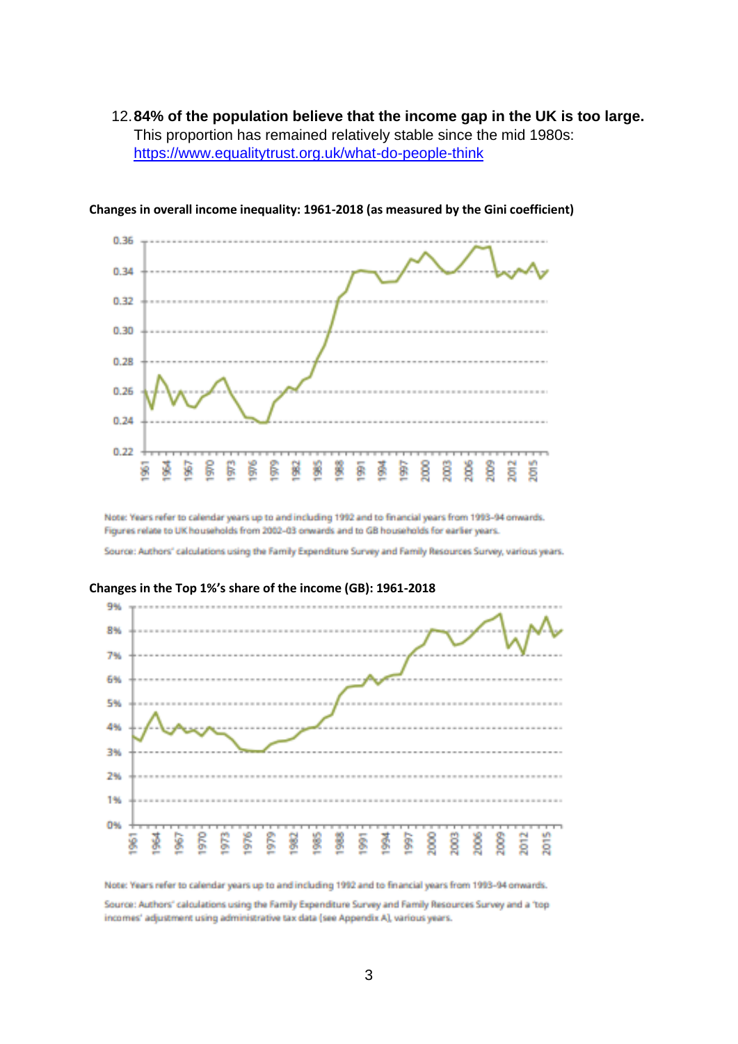12. **84% of the population believe that the income gap in the UK is too large.** This proportion has remained relatively stable since the mid 1980s: https://www.equalitytrust.org.uk/what-do-people-think

**Changes in overall income inequality: 1961-2018 (as measured by the Gini coefficient)**

0.36
0.34
0.32
0.30
0.28
0.26
0.24
0.22

1961 1964 1967 1970 1973 1976 1979 1982 1985 1988 1991 1994 1997 2000 2003 2006 2009 2012 2015

Note: Years refer to calendar years up to and including 1992 and to financial years from 1993-94 onwards. Figures relate to UK households from 2002-03 onwards and to GB households for earlier years.

Source: Authors' calculations using the Family Expenditure Survey and Family Resources Survey, various years.

**Changes in the Top 1%'s share of the income (GB): 1961-2018**

9%
8%
7%
6%
5%
4%
3%
2%
1%
0%

1961 1964 1967 1970 1973 1976 1979 1982 1985 1988 1991 1994 1997 2000 2003 2006 2009 2012 2015

Note: Years refer to calendar years up to and including 1992 and to financial years from 1993-94 onwards.

Source: Authors' calculations using the Family Expenditure Survey and Family Resources Survey and a 'top incomes' adjustment using administrative tax data (see Appendix A), various years.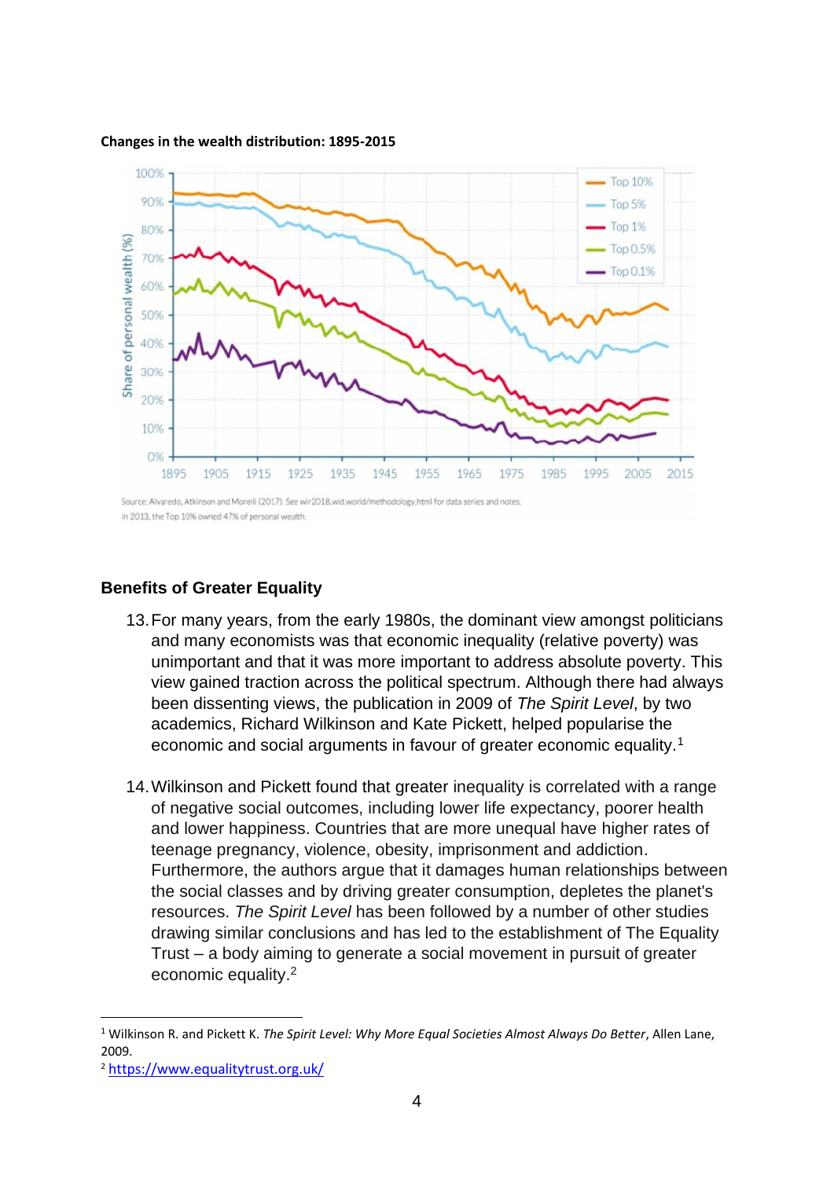**Changes in the wealth distribution: 1895-2015**

100%
90%
80%
70%
60%
50%
40%
30%
20%
10%
0%

Share of personal wealth (%)

1895 1905 1915 1925 1935 1945 1955 1965 1975 1985 1995 2005 2015

Top 10%
Top 5%
Top 1%
Top 0.5%
Top 0.1%

Source: Alvaredo, Atkinson and Morelli (2017). See wir2018.wid.world/methodology.html for data series and notes.
In 2013, the Top 10% owned 47% of personal wealth.

## Benefits of Greater Equality

13. For many years, from the early 1980s, the dominant view amongst politicians and many economists was that economic inequality (relative poverty) was unimportant and that it was more important to address absolute poverty. This view gained traction across the political spectrum. Although there had always been dissenting views, the publication in 2009 of *The Spirit Level*, by two academics, Richard Wilkinson and Kate Pickett, helped popularise the economic and social arguments in favour of greater economic equality.[1]

14. Wilkinson and Pickett found that greater inequality is correlated with a range of negative social outcomes, including lower life expectancy, poorer health and lower happiness. Countries that are more unequal have higher rates of teenage pregnancy, violence, obesity, imprisonment and addiction. Furthermore, the authors argue that it damages human relationships between the social classes and by driving greater consumption, depletes the planet's resources. *The Spirit Level* has been followed by a number of other studies drawing similar conclusions and has led to the establishment of The Equality Trust – a body aiming to generate a social movement in pursuit of greater economic equality.[2]

---

[1] Wilkinson R. and Pickett K. *The Spirit Level: Why More Equal Societies Almost Always Do Better*, Allen Lane, 2009.

[2] https://www.equalitytrust.org.uk/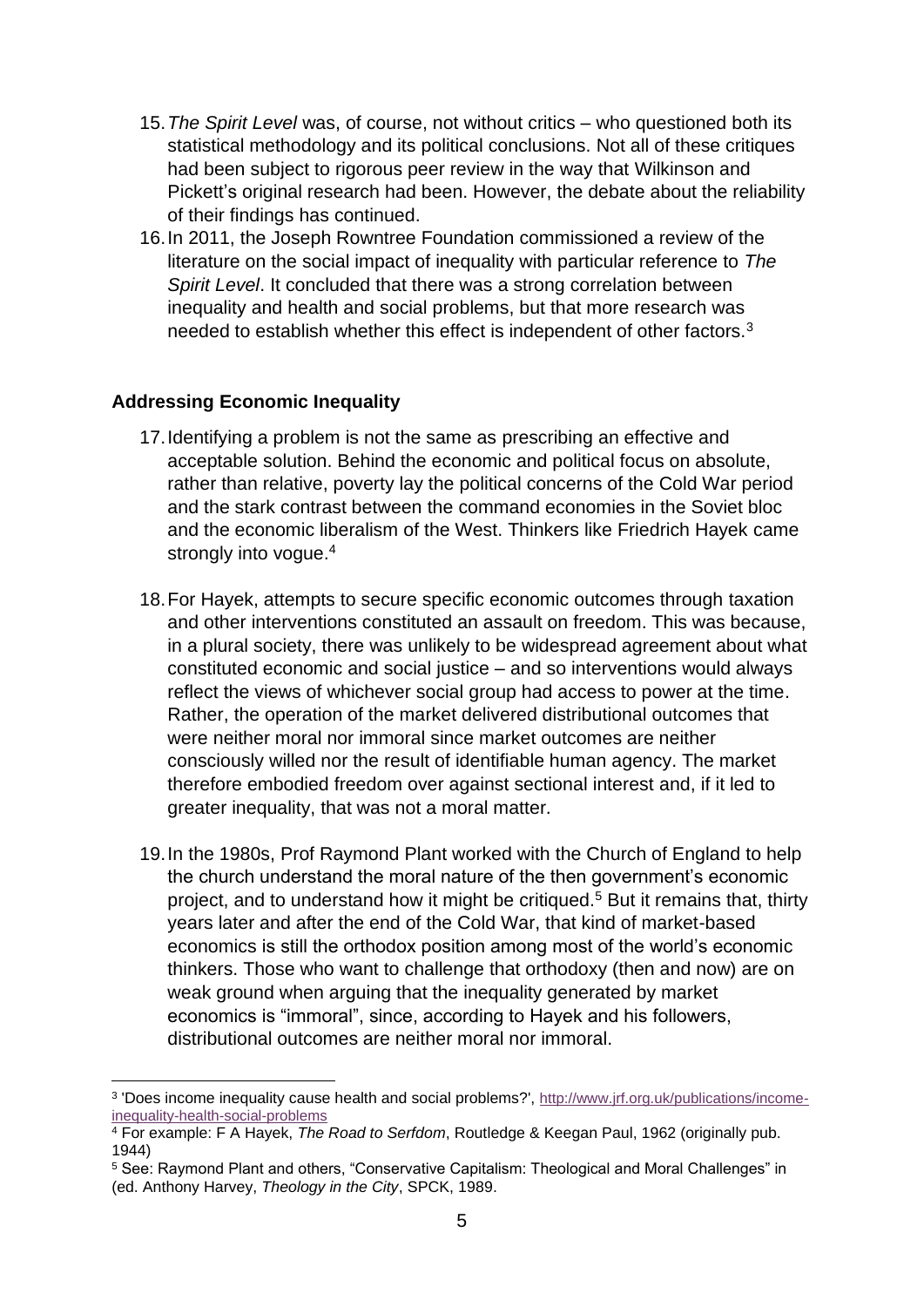15. *The Spirit Level* was, of course, not without critics – who questioned both its statistical methodology and its political conclusions. Not all of these critiques had been subject to rigorous peer review in the way that Wilkinson and Pickett's original research had been. However, the debate about the reliability of their findings has continued.
16. In 2011, the Joseph Rowntree Foundation commissioned a review of the literature on the social impact of inequality with particular reference to *The Spirit Level*. It concluded that there was a strong correlation between inequality and health and social problems, but that more research was needed to establish whether this effect is independent of other factors.[3]

**Addressing Economic Inequality**

17. Identifying a problem is not the same as prescribing an effective and acceptable solution. Behind the economic and political focus on absolute, rather than relative, poverty lay the political concerns of the Cold War period and the stark contrast between the command economies in the Soviet bloc and the economic liberalism of the West. Thinkers like Friedrich Hayek came strongly into vogue.[4]

18. For Hayek, attempts to secure specific economic outcomes through taxation and other interventions constituted an assault on freedom. This was because, in a plural society, there was unlikely to be widespread agreement about what constituted economic and social justice – and so interventions would always reflect the views of whichever social group had access to power at the time. Rather, the operation of the market delivered distributional outcomes that were neither moral nor immoral since market outcomes are neither consciously willed nor the result of identifiable human agency. The market therefore embodied freedom over against sectional interest and, if it led to greater inequality, that was not a moral matter.

19. In the 1980s, Prof Raymond Plant worked with the Church of England to help the church understand the moral nature of the then government's economic project, and to understand how it might be critiqued.[5] But it remains that, thirty years later and after the end of the Cold War, that kind of market-based economics is still the orthodox position among most of the world's economic thinkers. Those who want to challenge that orthodoxy (then and now) are on weak ground when arguing that the inequality generated by market economics is "immoral", since, according to Hayek and his followers, distributional outcomes are neither moral nor immoral.

---

[3] 'Does income inequality cause health and social problems?', http://www.jrf.org.uk/publications/income-inequality-health-social-problems

[4] For example: F A Hayek, *The Road to Serfdom*, Routledge & Keegan Paul, 1962 (originally pub. 1944)

[5] See: Raymond Plant and others, "Conservative Capitalism: Theological and Moral Challenges" in (ed. Anthony Harvey, *Theology in the City*, SPCK, 1989.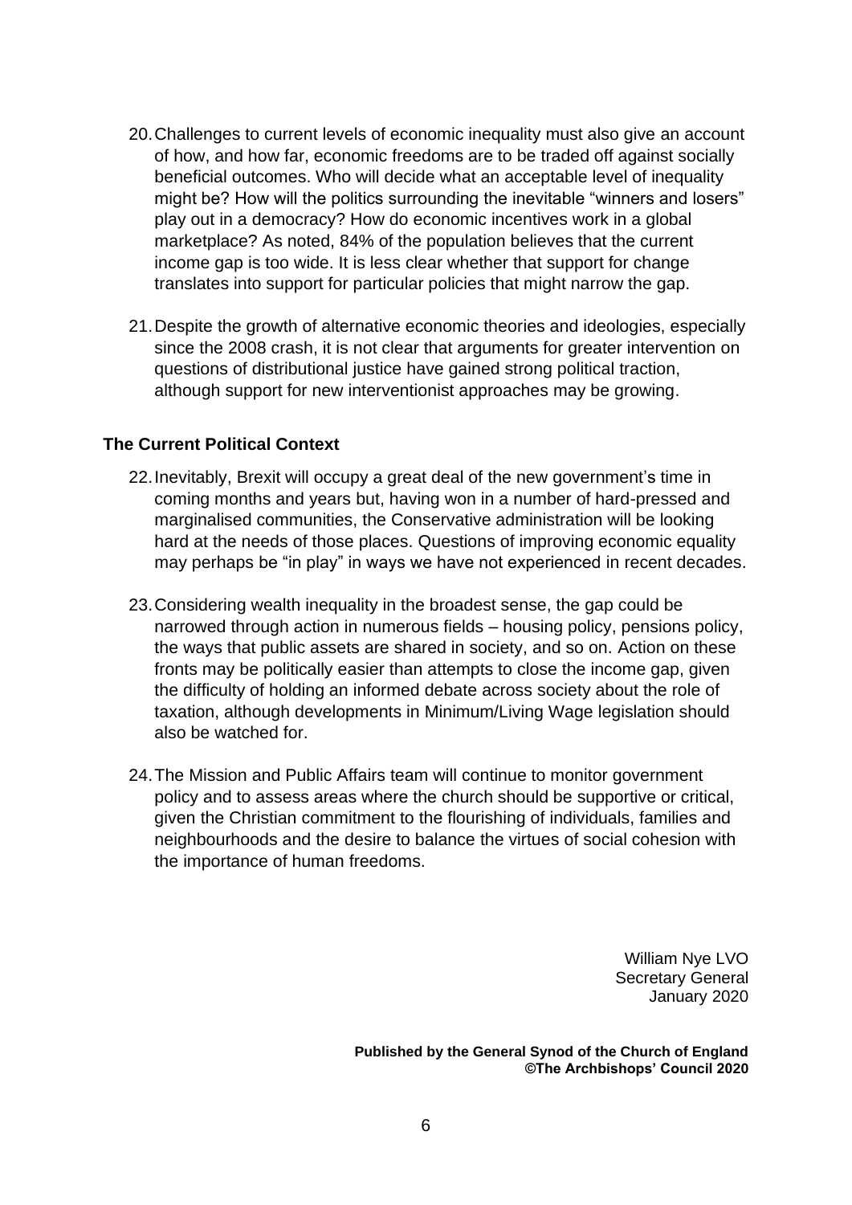20. Challenges to current levels of economic inequality must also give an account of how, and how far, economic freedoms are to be traded off against socially beneficial outcomes. Who will decide what an acceptable level of inequality might be? How will the politics surrounding the inevitable "winners and losers" play out in a democracy? How do economic incentives work in a global marketplace? As noted, 84% of the population believes that the current income gap is too wide. It is less clear whether that support for change translates into support for particular policies that might narrow the gap.

21. Despite the growth of alternative economic theories and ideologies, especially since the 2008 crash, it is not clear that arguments for greater intervention on questions of distributional justice have gained strong political traction, although support for new interventionist approaches may be growing.

## The Current Political Context

22. Inevitably, Brexit will occupy a great deal of the new government's time in coming months and years but, having won in a number of hard-pressed and marginalised communities, the Conservative administration will be looking hard at the needs of those places. Questions of improving economic equality may perhaps be "in play" in ways we have not experienced in recent decades.

23. Considering wealth inequality in the broadest sense, the gap could be narrowed through action in numerous fields – housing policy, pensions policy, the ways that public assets are shared in society, and so on. Action on these fronts may be politically easier than attempts to close the income gap, given the difficulty of holding an informed debate across society about the role of taxation, although developments in Minimum/Living Wage legislation should also be watched for.

24. The Mission and Public Affairs team will continue to monitor government policy and to assess areas where the church should be supportive or critical, given the Christian commitment to the flourishing of individuals, families and neighbourhoods and the desire to balance the virtues of social cohesion with the importance of human freedoms.

William Nye LVO
Secretary General
January 2020

**Published by the General Synod of the Church of England**
**©The Archbishops' Council 2020**